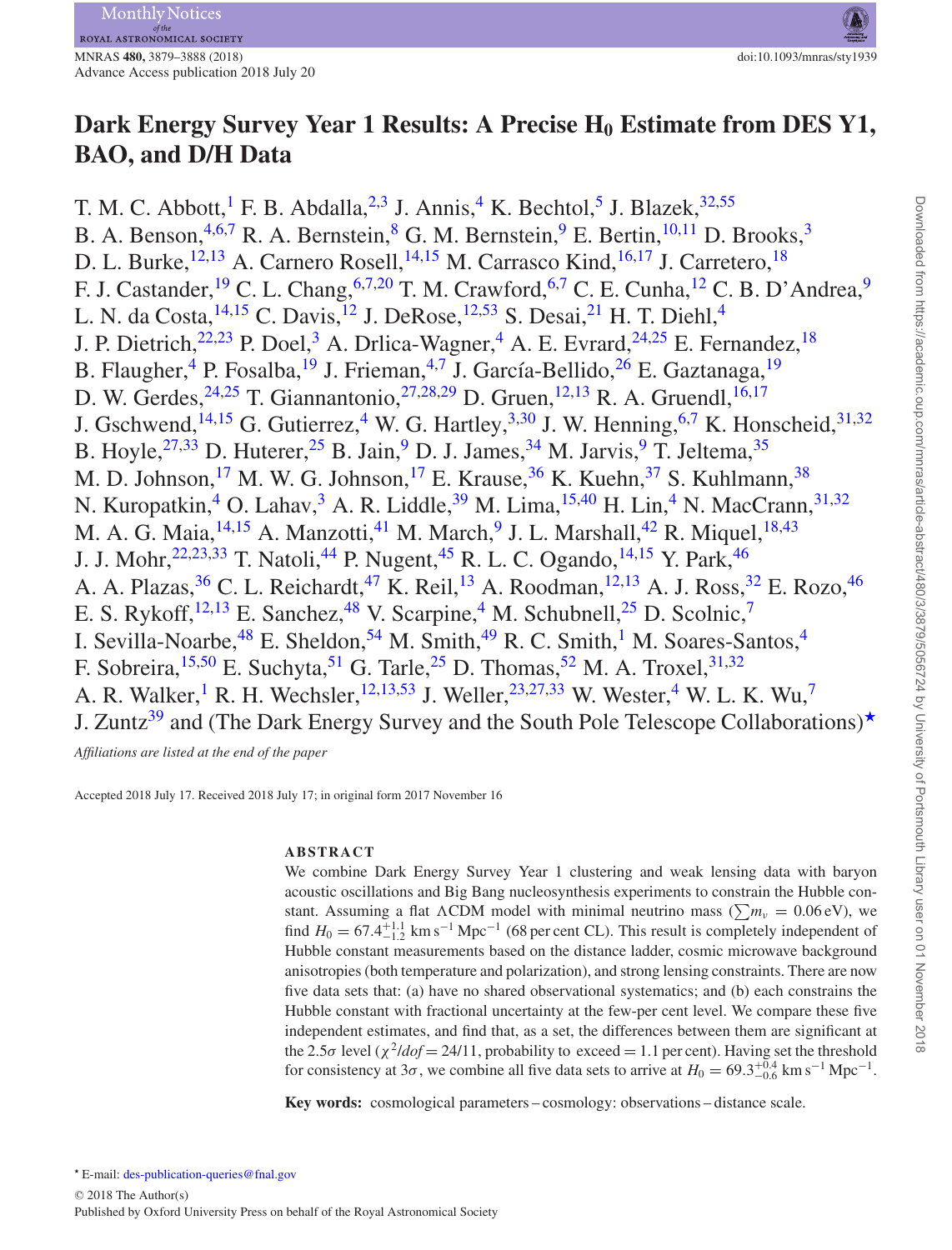# Dark Energy Survey Year 1 Results: A Precise $H_0$ Estimate from DES Y1, BAO, and D/H Data

T. M. C. Abbott,[1] F. B. Abdalla,[2,3] J. Annis,[4] K. Bechtol,[5] J. Blazek,[32,55] B. A. Benson,[4,6,7] R. A. Bernstein,[8] G. M. Bernstein,[9] E. Bertin,[10,11] D. Brooks,[3] D. L. Burke,[12,13] A. Carnero Rosell,[14,15] M. Carrasco Kind,[16,17] J. Carretero,[18] F. J. Castander,[19] C. L. Chang,[6,7,20] T. M. Crawford,[6,7] C. E. Cunha,[12] C. B. D'Andrea,[9] L. N. da Costa,[14,15] C. Davis,[12] J. DeRose,[12,53] S. Desai,[21] H. T. Diehl,[4] J. P. Dietrich,[22,23] P. Doel,[3] A. Drlica-Wagner,[4] A. E. Evrard,[24,25] E. Fernandez,[18] B. Flaugher,[4] P. Fosalba,[19] J. Frieman,[4,7] J. García-Bellido,[26] E. Gaztanaga,[19] D. W. Gerdes,[24,25] T. Giannantonio,[27,28,29] D. Gruen,[12,13] R. A. Gruendl,[16,17] J. Gschwend,[14,15] G. Gutierrez,[4] W. G. Hartley,[3,30] J. W. Henning,[6,7] K. Honscheid,[31,32] B. Hoyle,[27,33] D. Huterer,[25] B. Jain,[9] D. J. James,[34] M. Jarvis,[9] T. Jeltema,[35] M. D. Johnson,[17] M. W. G. Johnson,[17] E. Krause,[36] K. Kuehn,[37] S. Kuhlmann,[38] N. Kuropatkin,[4] O. Lahav,[3] A. R. Liddle,[39] M. Lima,[15,40] H. Lin,[4] N. MacCrann,[31,32] M. A. G. Maia,[14,15] A. Manzotti,[41] M. March,[9] J. L. Marshall,[42] R. Miquel,[18,43] J. J. Mohr,[22,23,33] T. Natoli,[44] P. Nugent,[45] R. L. C. Ogando,[14,15] Y. Park,[46] A. A. Plazas,[36] C. L. Reichardt,[47] K. Reil,[13] A. Roodman,[12,13] A. J. Ross,[32] E. Rozo,[46] E. S. Rykoff,[12,13] E. Sanchez,[48] V. Scarpine,[4] M. Schubnell,[25] D. Scolnic,[7] I. Sevilla-Noarbe,[48] E. Sheldon,[54] M. Smith,[49] R. C. Smith,[1] M. Soares-Santos,[4] F. Sobreira,[15,50] E. Suchyta,[51] G. Tarle,[25] D. Thomas,[52] M. A. Troxel,[31,32] A. R. Walker,[1] R. H. Wechsler,[12,13,53] J. Weller,[23,27,33] W. Wester,[4] W. L. K. Wu,[7] J. Zuntz[39] and (The Dark Energy Survey and the South Pole Telescope Collaborations)★

*Affiliations are listed at the end of the paper*

Accepted 2018 July 17. Received 2018 July 17; in original form 2017 November 16

## ABSTRACT

We combine Dark Energy Survey Year 1 clustering and weak lensing data with baryon acoustic oscillations and Big Bang nucleosynthesis experiments to constrain the Hubble constant. Assuming a flat ΛCDM model with minimal neutrino mass ($\sum m_\nu = 0.06\,\mathrm{eV}$), we find $H_0 = 67.4^{+1.1}_{-1.2}\,\mathrm{km\,s^{-1}\,Mpc^{-1}}$ (68 per cent CL). This result is completely independent of Hubble constant measurements based on the distance ladder, cosmic microwave background anisotropies (both temperature and polarization), and strong lensing constraints. There are now five data sets that: (a) have no shared observational systematics; and (b) each constrains the Hubble constant with fractional uncertainty at the few-per cent level. We compare these five independent estimates, and find that, as a set, the differences between them are significant at the $2.5\sigma$ level ($\chi^2/dof = 24/11$, probability to exceed = 1.1 per cent). Having set the threshold for consistency at $3\sigma$, we combine all five data sets to arrive at $H_0 = 69.3^{+0.4}_{-0.6}\,\mathrm{km\,s^{-1}\,Mpc^{-1}}$.

**Key words:** cosmological parameters – cosmology: observations – distance scale.

★ E-mail: des-publication-queries@fnal.gov

© 2018 The Author(s)
Published by Oxford University Press on behalf of the Royal Astronomical Society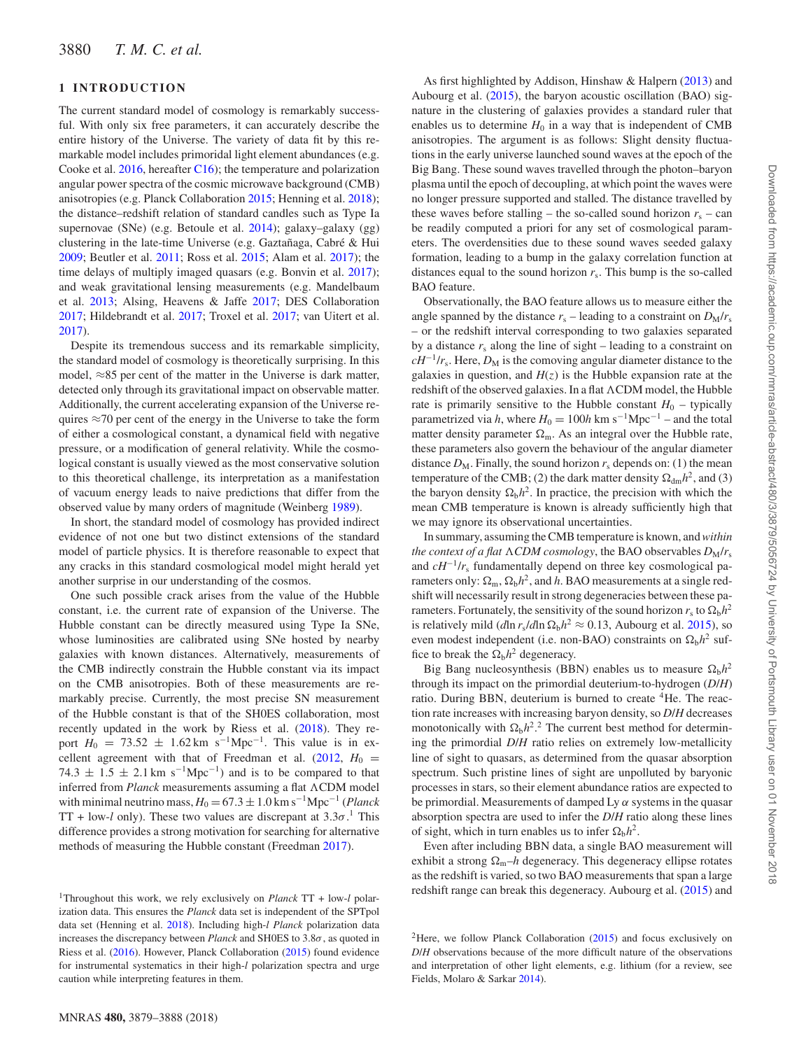## 1 INTRODUCTION

The current standard model of cosmology is remarkably successful. With only six free parameters, it can accurately describe the entire history of the Universe. The variety of data fit by this remarkable model includes primordial light element abundances (e.g. Cooke et al. 2016, hereafter C16); the temperature and polarization angular power spectra of the cosmic microwave background (CMB) anisotropies (e.g. Planck Collaboration 2015; Henning et al. 2018); the distance–redshift relation of standard candles such as Type Ia supernovae (SNe) (e.g. Betoule et al. 2014); galaxy–galaxy (gg) clustering in the late-time Universe (e.g. Gaztañaga, Cabré & Hui 2009; Beutler et al. 2011; Ross et al. 2015; Alam et al. 2017); the time delays of multiply imaged quasars (e.g. Bonvin et al. 2017); and weak gravitational lensing measurements (e.g. Mandelbaum et al. 2013; Alsing, Heavens & Jaffe 2017; DES Collaboration 2017; Hildebrandt et al. 2017; Troxel et al. 2017; van Uitert et al. 2017).

Despite its tremendous success and its remarkable simplicity, the standard model of cosmology is theoretically surprising. In this model, ≈85 per cent of the matter in the Universe is dark matter, detected only through its gravitational impact on observable matter. Additionally, the current accelerating expansion of the Universe requires ≈70 per cent of the energy in the Universe to take the form of either a cosmological constant, a dynamical field with negative pressure, or a modification of general relativity. While the cosmological constant is usually viewed as the most conservative solution to this theoretical challenge, its interpretation as a manifestation of vacuum energy leads to naive predictions that differ from the observed value by many orders of magnitude (Weinberg 1989).

In short, the standard model of cosmology has provided indirect evidence of not one but two distinct extensions of the standard model of particle physics. It is therefore reasonable to expect that any cracks in this standard cosmological model might herald yet another surprise in our understanding of the cosmos.

One such possible crack arises from the value of the Hubble constant, i.e. the current rate of expansion of the Universe. The Hubble constant can be directly measured using Type Ia SNe, whose luminosities are calibrated using SNe hosted by nearby galaxies with known distances. Alternatively, measurements of the CMB indirectly constrain the Hubble constant via its impact on the CMB anisotropies. Both of these measurements are remarkably precise. Currently, the most precise SN measurement of the Hubble constant is that of the SH0ES collaboration, most recently updated in the work by Riess et al. (2018). They report $H_0 = 73.52 \pm 1.62\,\mathrm{km\,s^{-1}Mpc^{-1}}$. This value is in excellent agreement with that of Freedman et al. (2012, $H_0 = 74.3 \pm 1.5 \pm 2.1\,\mathrm{km\,s^{-1}Mpc^{-1}}$) and is to be compared to that inferred from *Planck* measurements assuming a flat ΛCDM model with minimal neutrino mass, $H_0 = 67.3 \pm 1.0\,\mathrm{km\,s^{-1}Mpc^{-1}}$ (*Planck* TT + low-*l* only). These two values are discrepant at $3.3\sigma$.[1] This difference provides a strong motivation for searching for alternative methods of measuring the Hubble constant (Freedman 2017).

As first highlighted by Addison, Hinshaw & Halpern (2013) and Aubourg et al. (2015), the baryon acoustic oscillation (BAO) signature in the clustering of galaxies provides a standard ruler that enables us to determine $H_0$ in a way that is independent of CMB anisotropies. The argument is as follows: Slight density fluctuations in the early universe launched sound waves at the epoch of the Big Bang. These sound waves travelled through the photon–baryon plasma until the epoch of decoupling, at which point the waves were no longer pressure supported and stalled. The distance travelled by these waves before stalling – the so-called sound horizon $r_s$ – can be readily computed a priori for any set of cosmological parameters. The overdensities due to these sound waves seeded galaxy formation, leading to a bump in the galaxy correlation function at distances equal to the sound horizon $r_s$. This bump is the so-called BAO feature.

Observationally, the BAO feature allows us to measure either the angle spanned by the distance $r_s$ – leading to a constraint on $D_M/r_s$ – or the redshift interval corresponding to two galaxies separated by a distance $r_s$ along the line of sight – leading to a constraint on $cH^{-1}/r_s$. Here, $D_M$ is the comoving angular diameter distance to the galaxies in question, and $H(z)$ is the Hubble expansion rate at the redshift of the observed galaxies. In a flat ΛCDM model, the Hubble rate is primarily sensitive to the Hubble constant $H_0$ – typically parametrized via $h$, where $H_0 = 100h\,\mathrm{km\,s^{-1}Mpc^{-1}}$ – and the total matter density parameter $\Omega_m$. As an integral over the Hubble rate, these parameters also govern the behaviour of the angular diameter distance $D_M$. Finally, the sound horizon $r_s$ depends on: (1) the mean temperature of the CMB; (2) the dark matter density $\Omega_{dm}h^2$, and (3) the baryon density $\Omega_b h^2$. In practice, the precision with which the mean CMB temperature is known is already sufficiently high that we may ignore its observational uncertainties.

In summary, assuming the CMB temperature is known, and *within the context of a flat ΛCDM cosmology*, the BAO observables $D_M/r_s$ and $cH^{-1}/r_s$ fundamentally depend on three key cosmological parameters only: $\Omega_m$, $\Omega_b h^2$, and $h$. BAO measurements at a single redshift will necessarily result in strong degeneracies between these parameters. Fortunately, the sensitivity of the sound horizon $r_s$ to $\Omega_b h^2$ is relatively mild ($d\ln r_s/d\ln \Omega_b h^2 \approx 0.13$, Aubourg et al. 2015), so even modest independent (i.e. non-BAO) constraints on $\Omega_b h^2$ suffice to break the $\Omega_b h^2$ degeneracy.

Big Bang nucleosynthesis (BBN) enables us to measure $\Omega_b h^2$ through its impact on the primordial deuterium-to-hydrogen (*D*/*H*) ratio. During BBN, deuterium is burned to create $^4$He. The reaction rate increases with increasing baryon density, so *D*/*H* decreases monotonically with $\Omega_b h^2$.[2] The current best method for determining the primordial *D*/*H* ratio relies on extremely low-metallicity line of sight to quasars, as determined from the quasar absorption spectrum. Such pristine lines of sight are unpolluted by baryonic processes in stars, so their element abundance ratios are expected to be primordial. Measurements of damped Ly α systems in the quasar absorption spectra are used to infer the *D*/*H* ratio along these lines of sight, which in turn enables us to infer $\Omega_b h^2$.

Even after including BBN data, a single BAO measurement will exhibit a strong $\Omega_m$–$h$ degeneracy. This degeneracy ellipse rotates as the redshift is varied, so two BAO measurements that span a large redshift range can break this degeneracy. Aubourg et al. (2015) and

[1] Throughout this work, we rely exclusively on *Planck* TT + low-*l* polarization data. This ensures the *Planck* data set is independent of the SPTpol data set (Henning et al. 2018). Including high-*l* *Planck* polarization data increases the discrepancy between *Planck* and SH0ES to $3.8\sigma$, as quoted in Riess et al. (2016). However, Planck Collaboration (2015) found evidence for instrumental systematics in their high-*l* polarization spectra and urge caution while interpreting features in them.

[2] Here, we follow Planck Collaboration (2015) and focus exclusively on *D*/*H* observations because of the more difficult nature of the observations and interpretation of other light elements, e.g. lithium (for a review, see Fields, Molaro & Sarkar 2014).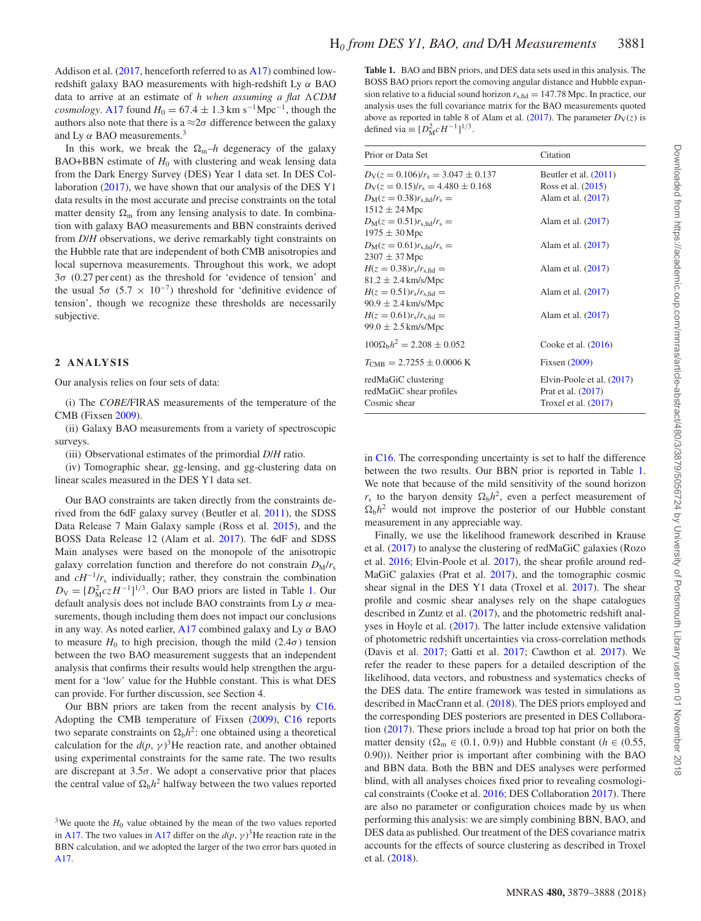Addison et al. (2017, henceforth referred to as A17) combined low-redshift galaxy BAO measurements with high-redshift Ly $\alpha$ BAO data to arrive at an estimate of *h when assuming a flat $\Lambda$CDM cosmology*. A17 found $H_0 = 67.4 \pm 1.3\,\mathrm{km\,s^{-1}Mpc^{-1}}$, though the authors also note that there is a $\approx 2\sigma$ difference between the galaxy and Ly $\alpha$ BAO measurements.[3]

In this work, we break the $\Omega_m$–$h$ degeneracy of the galaxy BAO+BBN estimate of $H_0$ with clustering and weak lensing data from the Dark Energy Survey (DES) Year 1 data set. In DES Collaboration (2017), we have shown that our analysis of the DES Y1 data results in the most accurate and precise constraints on the total matter density $\Omega_m$ from any lensing analysis to date. In combination with galaxy BAO measurements and BBN constraints derived from *D*/*H* observations, we derive remarkably tight constraints on the Hubble rate that are independent of both CMB anisotropies and local supernova measurements. Throughout this work, we adopt $3\sigma$ (0.27 per cent) as the threshold for 'evidence of tension' and the usual $5\sigma$ ($5.7 \times 10^{-7}$) threshold for 'definitive evidence of tension', though we recognize these thresholds are necessarily subjective.

## 2 ANALYSIS

Our analysis relies on four sets of data:

(i) The *COBE*/FIRAS measurements of the temperature of the CMB (Fixsen 2009).

(ii) Galaxy BAO measurements from a variety of spectroscopic surveys.

(iii) Observational estimates of the primordial *D*/*H* ratio.

(iv) Tomographic shear, gg-lensing, and gg-clustering data on linear scales measured in the DES Y1 data set.

Our BAO constraints are taken directly from the constraints derived from the 6dF galaxy survey (Beutler et al. 2011), the SDSS Data Release 7 Main Galaxy sample (Ross et al. 2015), and the BOSS Data Release 12 (Alam et al. 2017). The 6dF and SDSS Main analyses were based on the monopole of the anisotropic galaxy correlation function and therefore do not constrain $D_M/r_s$ and $cH^{-1}/r_s$ individually; rather, they constrain the combination $D_V = [D_M^2 czH^{-1}]^{1/3}$. Our BAO priors are listed in Table 1. Our default analysis does not include BAO constraints from Ly $\alpha$ measurements, though including them does not impact our conclusions in any way. As noted earlier, A17 combined galaxy and Ly $\alpha$ BAO to measure $H_0$ to high precision, though the mild ($2.4\sigma$) tension between the two BAO measurement suggests that an independent analysis that confirms their results would help strengthen the argument for a 'low' value for the Hubble constant. This is what DES can provide. For further discussion, see Section 4.

Our BBN priors are taken from the recent analysis by C16. Adopting the CMB temperature of Fixsen (2009), C16 reports two separate constraints on $\Omega_b h^2$: one obtained using a theoretical calculation for the $d(p, \gamma)^3$He reaction rate, and another obtained using experimental constraints for the same rate. The two results are discrepant at $3.5\sigma$. We adopt a conservative prior that places the central value of $\Omega_b h^2$ halfway between the two values reported in C16. The corresponding uncertainty is set to half the difference between the two results. Our BBN prior is reported in Table 1. We note that because of the mild sensitivity of the sound horizon $r_s$ to the baryon density $\Omega_b h^2$, even a perfect measurement of $\Omega_b h^2$ would not improve the posterior of our Hubble constant measurement in any appreciable way.

**Table 1.** BAO and BBN priors, and DES data sets used in this analysis. The BOSS BAO priors report the comoving angular distance and Hubble expansion relative to a fiducial sound horizon $r_{s,\mathrm{fid}} = 147.78$ Mpc. In practice, our analysis uses the full covariance matrix for the BAO measurements quoted above as reported in table 8 of Alam et al. (2017). The parameter $D_V(z)$ is defined via $\equiv [D_M^2 cH^{-1}]^{1/3}$.

| Prior or Data Set | Citation |
|---|---|
| $D_V(z = 0.106)/r_s = 3.047 \pm 0.137$ | Beutler et al. (2011) |
| $D_V(z = 0.15)/r_s = 4.480 \pm 0.168$ | Ross et al. (2015) |
| $D_M(z = 0.38)r_{s,\mathrm{fid}}/r_s = 1512 \pm 24$ Mpc | Alam et al. (2017) |
| $D_M(z = 0.51)r_{s,\mathrm{fid}}/r_s = 1975 \pm 30$ Mpc | Alam et al. (2017) |
| $D_M(z = 0.61)r_{s,\mathrm{fid}}/r_s = 2307 \pm 37$ Mpc | Alam et al. (2017) |
| $H(z = 0.38)r_s/r_{s,\mathrm{fid}} = 81.2 \pm 2.4$ km/s/Mpc | Alam et al. (2017) |
| $H(z = 0.51)r_s/r_{s,\mathrm{fid}} = 90.9 \pm 2.4$ km/s/Mpc | Alam et al. (2017) |
| $H(z = 0.61)r_s/r_{s,\mathrm{fid}} = 99.0 \pm 2.5$ km/s/Mpc | Alam et al. (2017) |
| $100\Omega_b h^2 = 2.208 \pm 0.052$ | Cooke et al. (2016) |
| $T_{\mathrm{CMB}} = 2.7255 \pm 0.0006$ K | Fixsen (2009) |
| redMaGiC clustering | Elvin-Poole et al. (2017) |
| redMaGiC shear profiles | Prat et al. (2017) |
| Cosmic shear | Troxel et al. (2017) |

Finally, we use the likelihood framework described in Krause et al. (2017) to analyse the clustering of redMaGiC galaxies (Rozo et al. 2016; Elvin-Poole et al. 2017), the shear profile around redMaGiC galaxies (Prat et al. 2017), and the tomographic cosmic shear signal in the DES Y1 data (Troxel et al. 2017). The shear profile and cosmic shear analyses rely on the shape catalogues described in Zuntz et al. (2017), and the photometric redshift analyses in Hoyle et al. (2017). The latter include extensive validation of photometric redshift uncertainties via cross-correlation methods (Davis et al. 2017; Gatti et al. 2017; Cawthon et al. 2017). We refer the reader to these papers for a detailed description of the likelihood, data vectors, and robustness and systematics checks of the DES data. The entire framework was tested in simulations as described in MacCrann et al. (2018). The DES priors employed and the corresponding DES posteriors are presented in DES Collaboration (2017). These priors include a broad top hat prior on both the matter density ($\Omega_m \in (0.1, 0.9)$) and Hubble constant ($h \in (0.55, 0.90)$). Neither prior is important after combining with the BAO and BBN data. Both the BBN and DES analyses were performed blind, with all analyses choices fixed prior to revealing cosmological constraints (Cooke et al. 2016; DES Collaboration 2017). There are also no parameter or configuration choices made by us when performing this analysis: we are simply combining BBN, BAO, and DES data as published. Our treatment of the DES covariance matrix accounts for the effects of source clustering as described in Troxel et al. (2018).

[3]We quote the $H_0$ value obtained by the mean of the two values reported in A17. The two values in A17 differ on the $d(p, \gamma)^3$He reaction rate in the BBN calculation, and we adopted the larger of the two error bars quoted in A17.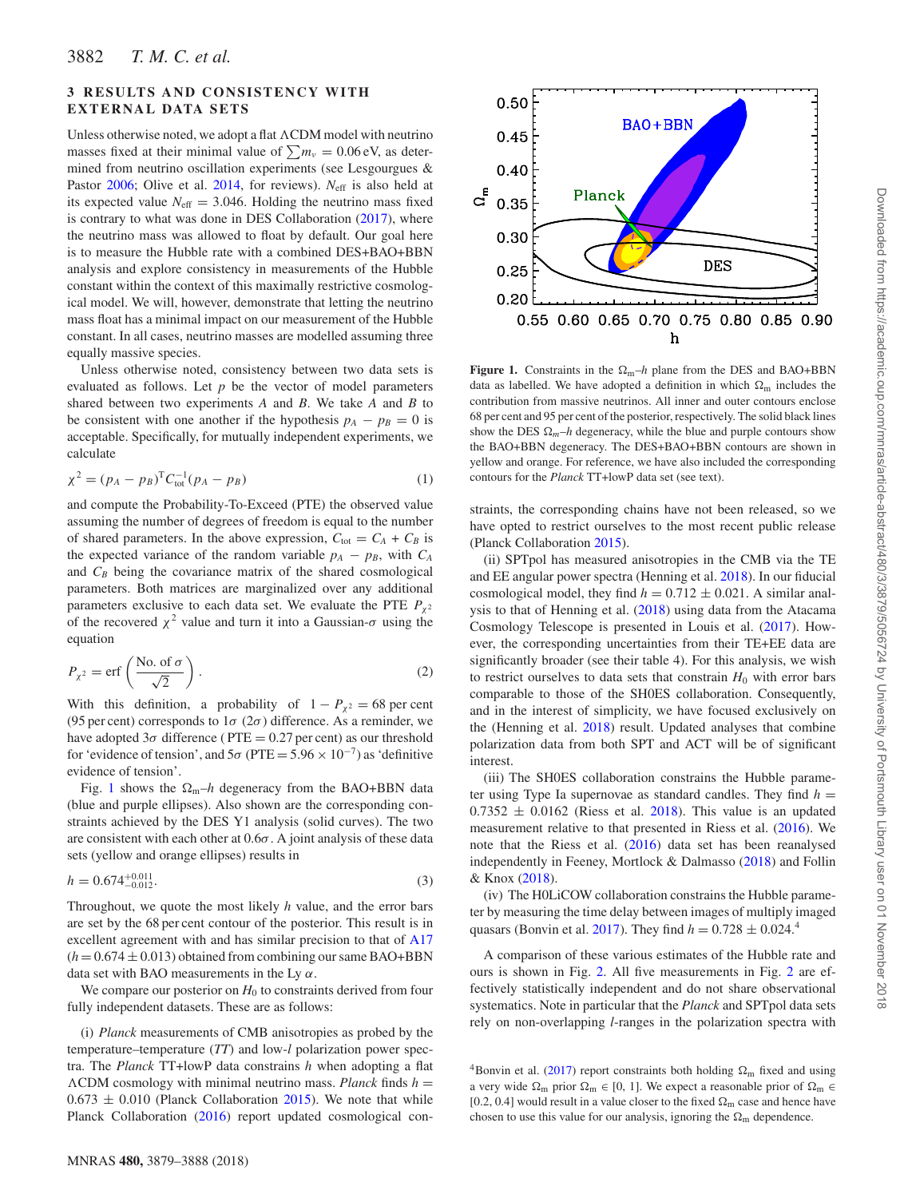## 3 RESULTS AND CONSISTENCY WITH EXTERNAL DATA SETS

Unless otherwise noted, we adopt a flat ΛCDM model with neutrino masses fixed at their minimal value of $\sum m_\nu = 0.06$ eV, as determined from neutrino oscillation experiments (see Lesgourgues & Pastor 2006; Olive et al. 2014, for reviews). $N_{\rm eff}$ is also held at its expected value $N_{\rm eff} = 3.046$. Holding the neutrino mass fixed is contrary to what was done in DES Collaboration (2017), where the neutrino mass was allowed to float by default. Our goal here is to measure the Hubble rate with a combined DES+BAO+BBN analysis and explore consistency in measurements of the Hubble constant within the context of this maximally restrictive cosmological model. We will, however, demonstrate that letting the neutrino mass float has a minimal impact on our measurement of the Hubble constant. In all cases, neutrino masses are modelled assuming three equally massive species.

Unless otherwise noted, consistency between two data sets is evaluated as follows. Let $p$ be the vector of model parameters shared between two experiments $A$ and $B$. We take $A$ and $B$ to be consistent with one another if the hypothesis $p_A - p_B = 0$ is acceptable. Specifically, for mutually independent experiments, we calculate

$$\chi^2 = (p_A - p_B)^{\rm T} C_{\rm tot}^{-1} (p_A - p_B) \tag{1}$$

and compute the Probability-To-Exceed (PTE) the observed value assuming the number of degrees of freedom is equal to the number of shared parameters. In the above expression, $C_{\rm tot} = C_A + C_B$ is the expected variance of the random variable $p_A - p_B$, with $C_A$ and $C_B$ being the covariance matrix of the shared cosmological parameters. Both matrices are marginalized over any additional parameters exclusive to each data set. We evaluate the PTE $P_{\chi^2}$ of the recovered $\chi^2$ value and turn it into a Gaussian-$\sigma$ using the equation

$$P_{\chi^2} = {\rm erf}\left(\frac{\text{No. of } \sigma}{\sqrt{2}}\right). \tag{2}$$

With this definition, a probability of $1 - P_{\chi^2} = 68$ per cent (95 per cent) corresponds to $1\sigma$ ($2\sigma$) difference. As a reminder, we have adopted $3\sigma$ difference (PTE = 0.27 per cent) as our threshold for 'evidence of tension', and $5\sigma$ (PTE = $5.96 \times 10^{-7}$) as 'definitive evidence of tension'.

Fig. 1 shows the $\Omega_{\rm m}$–$h$ degeneracy from the BAO+BBN data (blue and purple ellipses). Also shown are the corresponding constraints achieved by the DES Y1 analysis (solid curves). The two are consistent with each other at $0.6\sigma$. A joint analysis of these data sets (yellow and orange ellipses) results in

$$h = 0.674^{+0.011}_{-0.012}. \tag{3}$$

Throughout, we quote the most likely $h$ value, and the error bars are set by the 68 per cent contour of the posterior. This result is in excellent agreement with and has similar precision to that of A17 ($h = 0.674 \pm 0.013$) obtained from combining our same BAO+BBN data set with BAO measurements in the Ly α.

We compare our posterior on $H_0$ to constraints derived from four fully independent datasets. These are as follows:

(i) *Planck* measurements of CMB anisotropies as probed by the temperature–temperature (*TT*) and low-*l* polarization power spectra. The *Planck* TT+lowP data constrains $h$ when adopting a flat ΛCDM cosmology with minimal neutrino mass. *Planck* finds $h = 0.673 \pm 0.010$ (Planck Collaboration 2015). We note that while Planck Collaboration (2016) report updated cosmological constraints, the corresponding chains have not been released, so we have opted to restrict ourselves to the most recent public release (Planck Collaboration 2015).

(ii) SPTpol has measured anisotropies in the CMB via the TE and EE angular power spectra (Henning et al. 2018). In our fiducial cosmological model, they find $h = 0.712 \pm 0.021$. A similar analysis to that of Henning et al. (2018) using data from the Atacama Cosmology Telescope is presented in Louis et al. (2017). However, the corresponding uncertainties from their TE+EE data are significantly broader (see their table 4). For this analysis, we wish to restrict ourselves to data sets that constrain $H_0$ with error bars comparable to those of the SH0ES collaboration. Consequently, and in the interest of simplicity, we have focused exclusively on the (Henning et al. 2018) result. Updated analyses that combine polarization data from both SPT and ACT will be of significant interest.

(iii) The SH0ES collaboration constrains the Hubble parameter using Type Ia supernovae as standard candles. They find $h = 0.7352 \pm 0.0162$ (Riess et al. 2018). This value is an updated measurement relative to that presented in Riess et al. (2016). We note that the Riess et al. (2016) data set has been reanalysed independently in Feeney, Mortlock & Dalmasso (2018) and Follin & Knox (2018).

(iv) The H0LiCOW collaboration constrains the Hubble parameter by measuring the time delay between images of multiply imaged quasars (Bonvin et al. 2017). They find $h = 0.728 \pm 0.024$.[4]

**Figure 1.** Constraints in the $\Omega_{\rm m}$–$h$ plane from the DES and BAO+BBN data as labelled. We have adopted a definition in which $\Omega_{\rm m}$ includes the contribution from massive neutrinos. All inner and outer contours enclose 68 per cent and 95 per cent of the posterior, respectively. The solid black lines show the DES $\Omega_{\rm m}$–$h$ degeneracy, while the blue and purple contours show the BAO+BBN degeneracy. The DES+BAO+BBN contours are shown in yellow and orange. For reference, we have also included the corresponding contours for the *Planck* TT+lowP data set (see text).

A comparison of these various estimates of the Hubble rate and ours is shown in Fig. 2. All five measurements in Fig. 2 are effectively statistically independent and do not share observational systematics. Note in particular that the *Planck* and SPTpol data sets rely on non-overlapping *l*-ranges in the polarization spectra with

[4] Bonvin et al. (2017) report constraints both holding $\Omega_{\rm m}$ fixed and using a very wide $\Omega_{\rm m}$ prior $\Omega_{\rm m} \in [0, 1]$. We expect a reasonable prior of $\Omega_{\rm m} \in [0.2, 0.4]$ would result in a value closer to the fixed $\Omega_{\rm m}$ case and hence have chosen to use this value for our analysis, ignoring the $\Omega_{\rm m}$ dependence.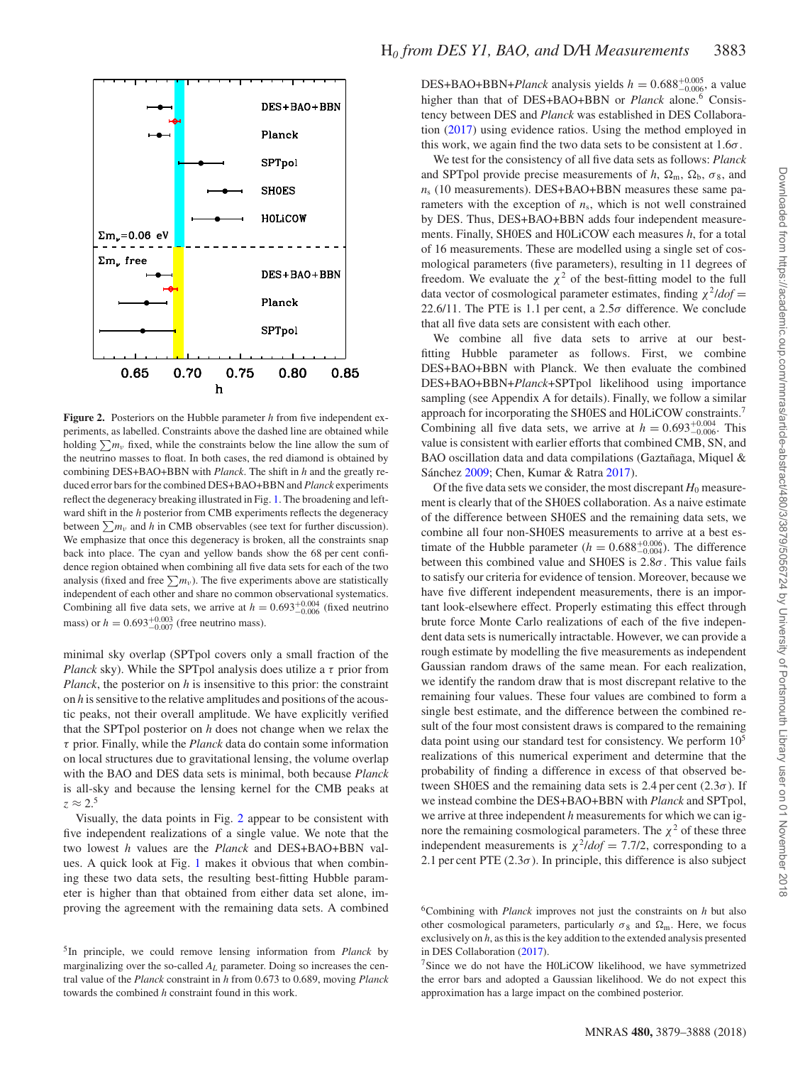Figure 2. Posteriors on the Hubble parameter $h$ from five independent experiments, as labelled. Constraints above the dashed line are obtained while holding $\sum m_\nu$ fixed, while the constraints below the line allow the sum of the neutrino masses to float. In both cases, the red diamond is obtained by combining DES+BAO+BBN with *Planck*. The shift in $h$ and the greatly reduced error bars for the combined DES+BAO+BBN and *Planck* experiments reflect the degeneracy breaking illustrated in Fig. 1. The broadening and leftward shift in the $h$ posterior from CMB experiments reflects the degeneracy between $\sum m_\nu$ and $h$ in CMB observables (see text for further discussion). We emphasize that once this degeneracy is broken, all the constraints snap back into place. The cyan and yellow bands show the 68 per cent confidence region obtained when combining all five data sets for each of the two analysis (fixed and free $\sum m_\nu$). The five experiments above are statistically independent of each other and share no common observational systematics. Combining all five data sets, we arrive at $h = 0.693^{+0.004}_{-0.006}$ (fixed neutrino mass) or $h = 0.693^{+0.003}_{-0.007}$ (free neutrino mass).

minimal sky overlap (SPTpol covers only a small fraction of the *Planck* sky). While the SPTpol analysis does utilize a $\tau$ prior from *Planck*, the posterior on $h$ is insensitive to this prior: the constraint on $h$ is sensitive to the relative amplitudes and positions of the acoustic peaks, not their overall amplitude. We have explicitly verified that the SPTpol posterior on $h$ does not change when we relax the $\tau$ prior. Finally, while the *Planck* data do contain some information on local structures due to gravitational lensing, the volume overlap with the BAO and DES data sets is minimal, both because *Planck* is all-sky and because the lensing kernel for the CMB peaks at $z \approx 2$.[5]

Visually, the data points in Fig. 2 appear to be consistent with five independent realizations of a single value. We note that the two lowest $h$ values are the *Planck* and DES+BAO+BBN values. A quick look at Fig. 1 makes it obvious that when combining these two data sets, the resulting best-fitting Hubble parameter is higher than that obtained from either data set alone, improving the agreement with the remaining data sets. A combined DES+BAO+BBN+*Planck* analysis yields $h = 0.688^{+0.005}_{-0.006}$, a value higher than that of DES+BAO+BBN or *Planck* alone.[6] Consistency between DES and *Planck* was established in DES Collaboration (2017) using evidence ratios. Using the method employed in this work, we again find the two data sets to be consistent at $1.6\sigma$.

We test for the consistency of all five data sets as follows: *Planck* and SPTpol provide precise measurements of $h$, $\Omega_{\rm m}$, $\Omega_{\rm b}$, $\sigma_8$, and $n_{\rm s}$ (10 measurements). DES+BAO+BBN measures these same parameters with the exception of $n_{\rm s}$, which is not well constrained by DES. Thus, DES+BAO+BBN adds four independent measurements. Finally, SH0ES and H0LiCOW each measures $h$, for a total of 16 measurements. These are modelled using a single set of cosmological parameters (five parameters), resulting in 11 degrees of freedom. We evaluate the $\chi^2$ of the best-fitting model to the full data vector of cosmological parameter estimates, finding $\chi^2/dof = 22.6/11$. The PTE is 1.1 per cent, a $2.5\sigma$ difference. We conclude that all five data sets are consistent with each other.

We combine all five data sets to arrive at our best-fitting Hubble parameter as follows. First, we combine DES+BAO+BBN with Planck. We then evaluate the combined DES+BAO+BBN+*Planck*+SPTpol likelihood using importance sampling (see Appendix A for details). Finally, we follow a similar approach for incorporating the SH0ES and H0LiCOW constraints.[7] Combining all five data sets, we arrive at $h = 0.693^{+0.004}_{-0.006}$. This value is consistent with earlier efforts that combined CMB, SN, and BAO oscillation data and data compilations (Gaztañaga, Miquel & Sánchez 2009; Chen, Kumar & Ratra 2017).

Of the five data sets we consider, the most discrepant $H_0$ measurement is clearly that of the SH0ES collaboration. As a naive estimate of the difference between SH0ES and the remaining data sets, we combine all four non-SH0ES measurements to arrive at a best estimate of the Hubble parameter ($h = 0.688^{+0.006}_{-0.004}$). The difference between this combined value and SH0ES is $2.8\sigma$. This value fails to satisfy our criteria for evidence of tension. Moreover, because we have five different independent measurements, there is an important look-elsewhere effect. Properly estimating this effect through brute force Monte Carlo realizations of each of the five independent data sets is numerically intractable. However, we can provide a rough estimate by modelling the five measurements as independent Gaussian random draws of the same mean. For each realization, we identify the random draw that is most discrepant relative to the remaining four values. These four values are combined to form a single best estimate, and the difference between the combined result of the four most consistent draws is compared to the remaining data point using our standard test for consistency. We perform $10^5$ realizations of this numerical experiment and determine that the probability of finding a difference in excess of that observed between SH0ES and the remaining data sets is 2.4 per cent ($2.3\sigma$). If we instead combine the DES+BAO+BBN with *Planck* and SPTpol, we arrive at three independent $h$ measurements for which we can ignore the remaining cosmological parameters. The $\chi^2$ of these three independent measurements is $\chi^2/dof = 7.7/2$, corresponding to a 2.1 per cent PTE ($2.3\sigma$). In principle, this difference is also subject

[5] In principle, we could remove lensing information from *Planck* by marginalizing over the so-called $A_L$ parameter. Doing so increases the central value of the *Planck* constraint in $h$ from 0.673 to 0.689, moving *Planck* towards the combined $h$ constraint found in this work.

[6] Combining with *Planck* improves not just the constraints on $h$ but also other cosmological parameters, particularly $\sigma_8$ and $\Omega_{\rm m}$. Here, we focus exclusively on $h$, as this is the key addition to the extended analysis presented in DES Collaboration (2017).

[7] Since we do not have the H0LiCOW likelihood, we have symmetrized the error bars and adopted a Gaussian likelihood. We do not expect this approximation has a large impact on the combined posterior.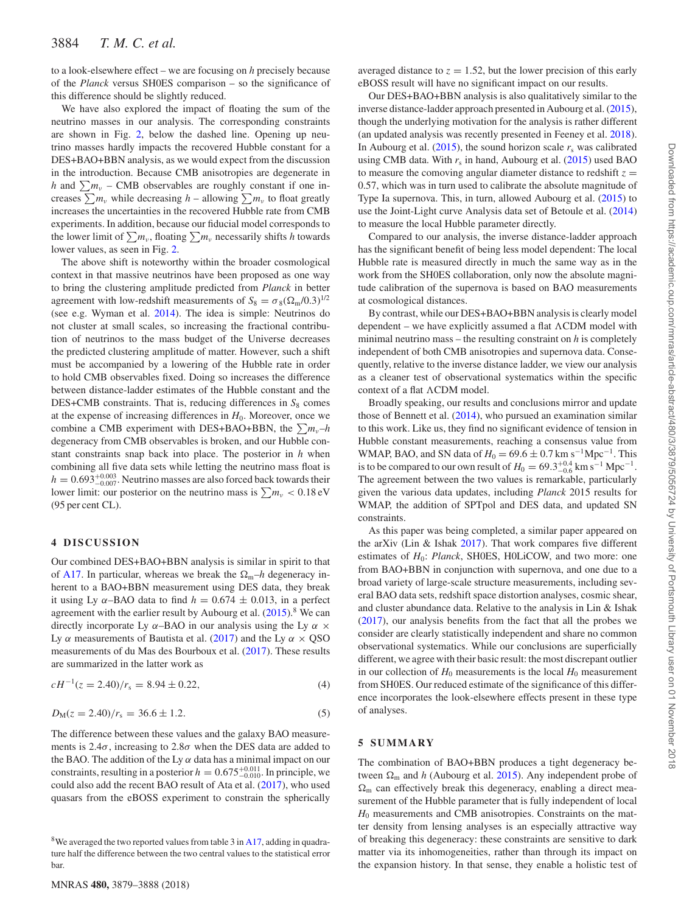to a look-elsewhere effect – we are focusing on $h$ precisely because of the *Planck* versus SH0ES comparison – so the significance of this difference should be slightly reduced.

We have also explored the impact of floating the sum of the neutrino masses in our analysis. The corresponding constraints are shown in Fig. 2, below the dashed line. Opening up neutrino masses hardly impacts the recovered Hubble constant for a DES+BAO+BBN analysis, as we would expect from the discussion in the introduction. Because CMB anisotropies are degenerate in $h$ and $\sum m_\nu$ – CMB observables are roughly constant if one increases $\sum m_\nu$ while decreasing $h$ – allowing $\sum m_\nu$ to float greatly increases the uncertainties in the recovered Hubble rate from CMB experiments. In addition, because our fiducial model corresponds to the lower limit of $\sum m_\nu$, floating $\sum m_\nu$ necessarily shifts $h$ towards lower values, as seen in Fig. 2.

The above shift is noteworthy within the broader cosmological context in that massive neutrinos have been proposed as one way to bring the clustering amplitude predicted from *Planck* in better agreement with low-redshift measurements of $S_8 = \sigma_8(\Omega_m/0.3)^{1/2}$ (see e.g. Wyman et al. 2014). The idea is simple: Neutrinos do not cluster at small scales, so increasing the fractional contribution of neutrinos to the mass budget of the Universe decreases the predicted clustering amplitude of matter. However, such a shift must be accompanied by a lowering of the Hubble rate in order to hold CMB observables fixed. Doing so increases the difference between distance-ladder estimates of the Hubble constant and the DES+CMB constraints. That is, reducing differences in $S_8$ comes at the expense of increasing differences in $H_0$. Moreover, once we combine a CMB experiment with DES+BAO+BBN, the $\sum m_\nu$–$h$ degeneracy from CMB observables is broken, and our Hubble constant constraints snap back into place. The posterior in $h$ when combining all five data sets while letting the neutrino mass float is $h = 0.693^{+0.003}_{-0.007}$. Neutrino masses are also forced back towards their lower limit: our posterior on the neutrino mass is $\sum m_\nu < 0.18$ eV (95 per cent CL).

## 4 DISCUSSION

Our combined DES+BAO+BBN analysis is similar in spirit to that of A17. In particular, whereas we break the $\Omega_m$–$h$ degeneracy inherent to a BAO+BBN measurement using DES data, they break it using Ly $\alpha$–BAO data to find $h = 0.674 \pm 0.013$, in a perfect agreement with the earlier result by Aubourg et al. (2015).[8] We can directly incorporate Ly $\alpha$–BAO in our analysis using the Ly $\alpha$ $\times$ Ly $\alpha$ measurements of Bautista et al. (2017) and the Ly $\alpha$ $\times$ QSO measurements of du Mas des Bourboux et al. (2017). These results are summarized in the latter work as

$$cH^{-1}(z = 2.40)/r_s = 8.94 \pm 0.22, \tag{4}$$

$$D_M(z = 2.40)/r_s = 36.6 \pm 1.2. \tag{5}$$

The difference between these values and the galaxy BAO measurements is $2.4\sigma$, increasing to $2.8\sigma$ when the DES data are added to the BAO. The addition of the Ly $\alpha$ data has a minimal impact on our constraints, resulting in a posterior $h = 0.675^{+0.011}_{-0.010}$. In principle, we could also add the recent BAO result of Ata et al. (2017), who used quasars from the eBOSS experiment to constrain the spherically averaged distance to $z = 1.52$, but the lower precision of this early eBOSS result will have no significant impact on our results.

Our DES+BAO+BBN analysis is also qualitatively similar to the inverse distance-ladder approach presented in Aubourg et al. (2015), though the underlying motivation for the analysis is rather different (an updated analysis was recently presented in Feeney et al. 2018). In Aubourg et al. (2015), the sound horizon scale $r_s$ was calibrated using CMB data. With $r_s$ in hand, Aubourg et al. (2015) used BAO to measure the comoving angular diameter distance to redshift $z = 0.57$, which was in turn used to calibrate the absolute magnitude of Type Ia supernova. This, in turn, allowed Aubourg et al. (2015) to use the Joint-Light curve Analysis data set of Betoule et al. (2014) to measure the local Hubble parameter directly.

Compared to our analysis, the inverse distance-ladder approach has the significant benefit of being less model dependent: The local Hubble rate is measured directly in much the same way as in the work from the SH0ES collaboration, only now the absolute magnitude calibration of the supernova is based on BAO measurements at cosmological distances.

By contrast, while our DES+BAO+BBN analysis is clearly model dependent – we have explicitly assumed a flat ΛCDM model with minimal neutrino mass – the resulting constraint on $h$ is completely independent of both CMB anisotropies and supernova data. Consequently, relative to the inverse distance ladder, we view our analysis as a cleaner test of observational systematics within the specific context of a flat ΛCDM model.

Broadly speaking, our results and conclusions mirror and update those of Bennett et al. (2014), who pursued an examination similar to this work. Like us, they find no significant evidence of tension in Hubble constant measurements, reaching a consensus value from WMAP, BAO, and SN data of $H_0 = 69.6 \pm 0.7$ km s$^{-1}$Mpc$^{-1}$. This is to be compared to our own result of $H_0 = 69.3^{+0.4}_{-0.6}$ km s$^{-1}$ Mpc$^{-1}$. The agreement between the two values is remarkable, particularly given the various data updates, including *Planck* 2015 results for WMAP, the addition of SPTpol and DES data, and updated SN constraints.

As this paper was being completed, a similar paper appeared on the arXiv (Lin & Ishak 2017). That work compares five different estimates of $H_0$: *Planck*, SH0ES, H0LiCOW, and two more: one from BAO+BBN in conjunction with supernova, and one due to a broad variety of large-scale structure measurements, including several BAO data sets, redshift space distortion analyses, cosmic shear, and cluster abundance data. Relative to the analysis in Lin & Ishak (2017), our analysis benefits from the fact that all the probes we consider are clearly statistically independent and share no common observational systematics. While our conclusions are superficially different, we agree with their basic result: the most discrepant outlier in our collection of $H_0$ measurements is the local $H_0$ measurement from SH0ES. Our reduced estimate of the significance of this difference incorporates the look-elsewhere effects present in these type of analyses.

## 5 SUMMARY

The combination of BAO+BBN produces a tight degeneracy between $\Omega_m$ and $h$ (Aubourg et al. 2015). Any independent probe of $\Omega_m$ can effectively break this degeneracy, enabling a direct measurement of the Hubble parameter that is fully independent of local $H_0$ measurements and CMB anisotropies. Constraints on the matter density from lensing analyses is an especially attractive way of breaking this degeneracy: these constraints are sensitive to dark matter via its inhomogeneities, rather than through its impact on the expansion history. In that sense, they enable a holistic test of

[8] We averaged the two reported values from table 3 in A17, adding in quadrature half the difference between the two central values to the statistical error bar.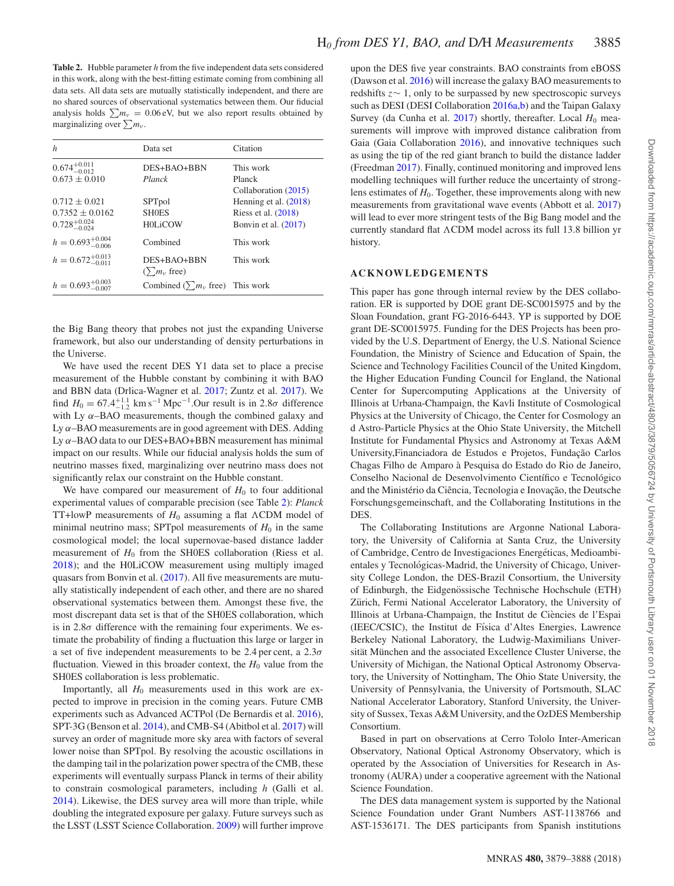**Table 2.** Hubble parameter $h$ from the five independent data sets considered in this work, along with the best-fitting estimate coming from combining all data sets. All data sets are mutually statistically independent, and there are no shared sources of observational systematics between them. Our fiducial analysis holds $\sum m_\nu = 0.06\,\text{eV}$, but we also report results obtained by marginalizing over $\sum m_\nu$.

| $h$ | Data set | Citation |
|---|---|---|
| $0.674^{+0.011}_{-0.012}$ | DES+BAO+BBN | This work |
| $0.673 \pm 0.010$ | *Planck* | Planck Collaboration (2015) |
| $0.712 \pm 0.021$ | SPTpol | Henning et al. (2018) |
| $0.7352 \pm 0.0162$ | SH0ES | Riess et al. (2018) |
| $0.728^{+0.024}_{-0.024}$ | H0LiCOW | Bonvin et al. (2017) |
| $h = 0.693^{+0.004}_{-0.006}$ | Combined | This work |
| $h = 0.672^{+0.013}_{-0.011}$ | DES+BAO+BBN ($\sum m_\nu$ free) | This work |
| $h = 0.693^{+0.003}_{-0.007}$ | Combined ($\sum m_\nu$ free) | This work |

the Big Bang theory that probes not just the expanding Universe framework, but also our understanding of density perturbations in the Universe.

We have used the recent DES Y1 data set to place a precise measurement of the Hubble constant by combining it with BAO and BBN data (Drlica-Wagner et al. 2017; Zuntz et al. 2017). We find $H_0 = 67.4^{+1.1}_{-1.2}\ \text{km}\,\text{s}^{-1}\,\text{Mpc}^{-1}$.Our result is in $2.8\sigma$ difference with Ly $\alpha$–BAO measurements, though the combined galaxy and Ly $\alpha$–BAO measurements are in good agreement with DES. Adding Ly $\alpha$–BAO data to our DES+BAO+BBN measurement has minimal impact on our results. While our fiducial analysis holds the sum of neutrino masses fixed, marginalizing over neutrino mass does not significantly relax our constraint on the Hubble constant.

We have compared our measurement of $H_0$ to four additional experimental values of comparable precision (see Table 2): *Planck* TT+lowP measurements of $H_0$ assuming a flat ΛCDM model of minimal neutrino mass; SPTpol measurements of $H_0$ in the same cosmological model; the local supernovae-based distance ladder measurement of $H_0$ from the SH0ES collaboration (Riess et al. 2018); and the H0LiCOW measurement using multiply imaged quasars from Bonvin et al. (2017). All five measurements are mutually statistically independent of each other, and there are no shared observational systematics between them. Amongst these five, the most discrepant data set is that of the SH0ES collaboration, which is in $2.8\sigma$ difference with the remaining four experiments. We estimate the probability of finding a fluctuation this large or larger in a set of five independent measurements to be 2.4 per cent, a $2.3\sigma$ fluctuation. Viewed in this broader context, the $H_0$ value from the SH0ES collaboration is less problematic.

Importantly, all $H_0$ measurements used in this work are expected to improve in precision in the coming years. Future CMB experiments such as Advanced ACTPol (De Bernardis et al. 2016), SPT-3G (Benson et al. 2014), and CMB-S4 (Abitbol et al. 2017) will survey an order of magnitude more sky area with factors of several lower noise than SPTpol. By resolving the acoustic oscillations in the damping tail in the polarization power spectra of the CMB, these experiments will eventually surpass Planck in terms of their ability to constrain cosmological parameters, including $h$ (Galli et al. 2014). Likewise, the DES survey area will more than triple, while doubling the integrated exposure per galaxy. Future surveys such as the LSST (LSST Science Collaboration. 2009) will further improve upon the DES five year constraints. BAO constraints from eBOSS (Dawson et al. 2016) will increase the galaxy BAO measurements to redshifts $z\sim 1$, only to be surpassed by new spectroscopic surveys such as DESI (DESI Collaboration 2016a,b) and the Taipan Galaxy Survey (da Cunha et al. 2017) shortly, thereafter. Local $H_0$ measurements will improve with improved distance calibration from Gaia (Gaia Collaboration 2016), and innovative techniques such as using the tip of the red giant branch to build the distance ladder (Freedman 2017). Finally, continued monitoring and improved lens modelling techniques will further reduce the uncertainty of strong-lens estimates of $H_0$. Together, these improvements along with new measurements from gravitational wave events (Abbott et al. 2017) will lead to ever more stringent tests of the Big Bang model and the currently standard flat ΛCDM model across its full 13.8 billion yr history.

## ACKNOWLEDGEMENTS

This paper has gone through internal review by the DES collaboration. ER is supported by DOE grant DE-SC0015975 and by the Sloan Foundation, grant FG-2016-6443. YP is supported by DOE grant DE-SC0015975. Funding for the DES Projects has been provided by the U.S. Department of Energy, the U.S. National Science Foundation, the Ministry of Science and Education of Spain, the Science and Technology Facilities Council of the United Kingdom, the Higher Education Funding Council for England, the National Center for Supercomputing Applications at the University of Illinois at Urbana-Champaign, the Kavli Institute of Cosmological Physics at the University of Chicago, the Center for Cosmology an d Astro-Particle Physics at the Ohio State University, the Mitchell Institute for Fundamental Physics and Astronomy at Texas A&M University,Financiadora de Estudos e Projetos, Fundação Carlos Chagas Filho de Amparo à Pesquisa do Estado do Rio de Janeiro, Conselho Nacional de Desenvolvimento Científico e Tecnológico and the Ministério da Ciência, Tecnologia e Inovação, the Deutsche Forschungsgemeinschaft, and the Collaborating Institutions in the DES.

The Collaborating Institutions are Argonne National Laboratory, the University of California at Santa Cruz, the University of Cambridge, Centro de Investigaciones Energéticas, Medioambientales y Tecnológicas-Madrid, the University of Chicago, University College London, the DES-Brazil Consortium, the University of Edinburgh, the Eidgenössische Technische Hochschule (ETH) Zürich, Fermi National Accelerator Laboratory, the University of Illinois at Urbana-Champaign, the Institut de Ciències de l'Espai (IEEC/CSIC), the Institut de Física d'Altes Energies, Lawrence Berkeley National Laboratory, the Ludwig-Maximilians Universität München and the associated Excellence Cluster Universe, the University of Michigan, the National Optical Astronomy Observatory, the University of Nottingham, The Ohio State University, the University of Pennsylvania, the University of Portsmouth, SLAC National Accelerator Laboratory, Stanford University, the University of Sussex, Texas A&M University, and the OzDES Membership Consortium.

Based in part on observations at Cerro Tololo Inter-American Observatory, National Optical Astronomy Observatory, which is operated by the Association of Universities for Research in Astronomy (AURA) under a cooperative agreement with the National Science Foundation.

The DES data management system is supported by the National Science Foundation under Grant Numbers AST-1138766 and AST-1536171. The DES participants from Spanish institutions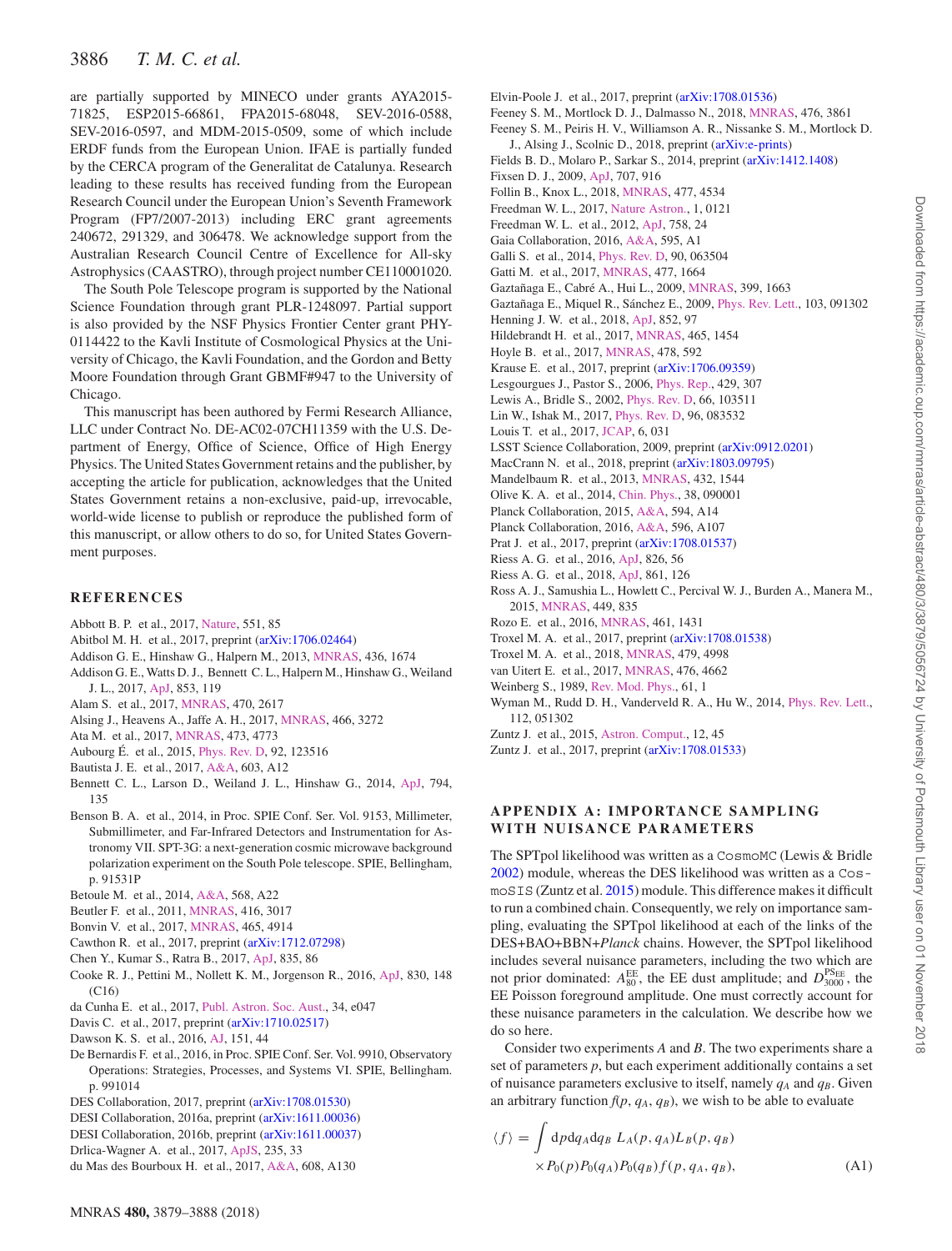are partially supported by MINECO under grants AYA2015-71825, ESP2015-66861, FPA2015-68048, SEV-2016-0588, SEV-2016-0597, and MDM-2015-0509, some of which include ERDF funds from the European Union. IFAE is partially funded by the CERCA program of the Generalitat de Catalunya. Research leading to these results has received funding from the European Research Council under the European Union's Seventh Framework Program (FP7/2007-2013) including ERC grant agreements 240672, 291329, and 306478. We acknowledge support from the Australian Research Council Centre of Excellence for All-sky Astrophysics (CAASTRO), through project number CE110001020.

The South Pole Telescope program is supported by the National Science Foundation through grant PLR-1248097. Partial support is also provided by the NSF Physics Frontier Center grant PHY-0114422 to the Kavli Institute of Cosmological Physics at the University of Chicago, the Kavli Foundation, and the Gordon and Betty Moore Foundation through Grant GBMF#947 to the University of Chicago.

This manuscript has been authored by Fermi Research Alliance, LLC under Contract No. DE-AC02-07CH11359 with the U.S. Department of Energy, Office of Science, Office of High Energy Physics. The United States Government retains and the publisher, by accepting the article for publication, acknowledges that the United States Government retains a non-exclusive, paid-up, irrevocable, world-wide license to publish or reproduce the published form of this manuscript, or allow others to do so, for United States Government purposes.

## REFERENCES

Abbott B. P. et al., 2017, Nature, 551, 85
Abitbol M. H. et al., 2017, preprint (arXiv:1706.02464)
Addison G. E., Hinshaw G., Halpern M., 2013, MNRAS, 436, 1674
Addison G. E., Watts D. J., Bennett C. L., Halpern M., Hinshaw G., Weiland J. L., 2017, ApJ, 853, 119
Alam S. et al., 2017, MNRAS, 470, 2617
Alsing J., Heavens A., Jaffe A. H., 2017, MNRAS, 466, 3272
Ata M. et al., 2017, MNRAS, 473, 4773
Aubourg É. et al., 2015, Phys. Rev. D, 92, 123516
Bautista J. E. et al., 2017, A&A, 603, A12
Bennett C. L., Larson D., Weiland J. L., Hinshaw G., 2014, ApJ, 794, 135
Benson B. A. et al., 2014, in Proc. SPIE Conf. Ser. Vol. 9153, Millimeter, Submillimeter, and Far-Infrared Detectors and Instrumentation for Astronomy VII. SPT-3G: a next-generation cosmic microwave background polarization experiment on the South Pole telescope. SPIE, Bellingham, p. 91531P
Betoule M. et al., 2014, A&A, 568, A22
Beutler F. et al., 2011, MNRAS, 416, 3017
Bonvin V. et al., 2017, MNRAS, 465, 4914
Cawthon R. et al., 2017, preprint (arXiv:1712.07298)
Chen Y., Kumar S., Ratra B., 2017, ApJ, 835, 86
Cooke R. J., Pettini M., Nollett K. M., Jorgenson R., 2016, ApJ, 830, 148 (C16)
da Cunha E. et al., 2017, Publ. Astron. Soc. Aust., 34, e047
Davis C. et al., 2017, preprint (arXiv:1710.02517)
Dawson K. S. et al., 2016, AJ, 151, 44
De Bernardis F. et al., 2016, in Proc. SPIE Conf. Ser. Vol. 9910, Observatory Operations: Strategies, Processes, and Systems VI. SPIE, Bellingham. p. 991014
DES Collaboration, 2017, preprint (arXiv:1708.01530)
DESI Collaboration, 2016a, preprint (arXiv:1611.00036)
DESI Collaboration, 2016b, preprint (arXiv:1611.00037)
Drlica-Wagner A. et al., 2017, ApJS, 235, 33
du Mas des Bourboux H. et al., 2017, A&A, 608, A130
Elvin-Poole J. et al., 2017, preprint (arXiv:1708.01536)
Feeney S. M., Mortlock D. J., Dalmasso N., 2018, MNRAS, 476, 3861
Feeney S. M., Peiris H. V., Williamson A. R., Nissanke S. M., Mortlock D. J., Alsing J., Scolnic D., 2018, preprint (arXiv:e-prints)
Fields B. D., Molaro P., Sarkar S., 2014, preprint (arXiv:1412.1408)
Fixsen D. J., 2009, ApJ, 707, 916
Follin B., Knox L., 2018, MNRAS, 477, 4534
Freedman W. L., 2017, Nature Astron., 1, 0121
Freedman W. L. et al., 2012, ApJ, 758, 24
Gaia Collaboration, 2016, A&A, 595, A1
Galli S. et al., 2014, Phys. Rev. D, 90, 063504
Gatti M. et al., 2017, MNRAS, 477, 1664
Gaztañaga E., Cabré A., Hui L., 2009, MNRAS, 399, 1663
Gaztañaga E., Miquel R., Sánchez E., 2009, Phys. Rev. Lett., 103, 091302
Henning J. W. et al., 2018, ApJ, 852, 97
Hildebrandt H. et al., 2017, MNRAS, 465, 1454
Hoyle B. et al., 2017, MNRAS, 478, 592
Krause E. et al., 2017, preprint (arXiv:1706.09359)
Lesgourgues J., Pastor S., 2006, Phys. Rep., 429, 307
Lewis A., Bridle S., 2002, Phys. Rev. D, 66, 103511
Lin W., Ishak M., 2017, Phys. Rev. D, 96, 083532
Louis T. et al., 2017, JCAP, 6, 031
LSST Science Collaboration, 2009, preprint (arXiv:0912.0201)
MacCrann N. et al., 2018, preprint (arXiv:1803.09795)
Mandelbaum R. et al., 2013, MNRAS, 432, 1544
Olive K. A. et al., 2014, Chin. Phys., 38, 090001
Planck Collaboration, 2015, A&A, 594, A14
Planck Collaboration, 2016, A&A, 596, A107
Prat J. et al., 2017, preprint (arXiv:1708.01537)
Riess A. G. et al., 2016, ApJ, 826, 56
Riess A. G. et al., 2018, ApJ, 861, 126
Ross A. J., Samushia L., Howlett C., Percival W. J., Burden A., Manera M., 2015, MNRAS, 449, 835
Rozo E. et al., 2016, MNRAS, 461, 1431
Troxel M. A. et al., 2017, preprint (arXiv:1708.01538)
Troxel M. A. et al., 2018, MNRAS, 479, 4998
van Uitert E. et al., 2017, MNRAS, 476, 4662
Weinberg S., 1989, Rev. Mod. Phys., 61, 1
Wyman M., Rudd D. H., Vanderveld R. A., Hu W., 2014, Phys. Rev. Lett., 112, 051302
Zuntz J. et al., 2015, Astron. Comput., 12, 45
Zuntz J. et al., 2017, preprint (arXiv:1708.01533)

## APPENDIX A: IMPORTANCE SAMPLING WITH NUISANCE PARAMETERS

The SPTpol likelihood was written as a CosmoMC (Lewis & Bridle 2002) module, whereas the DES likelihood was written as a CosmoSIS (Zuntz et al. 2015) module. This difference makes it difficult to run a combined chain. Consequently, we rely on importance sampling, evaluating the SPTpol likelihood at each of the links of the DES+BAO+BBN+*Planck* chains. However, the SPTpol likelihood includes several nuisance parameters, including the two which are not prior dominated: $A_{80}^{\rm EE}$, the EE dust amplitude; and $D_{3000}^{\rm PS_{EE}}$, the EE Poisson foreground amplitude. One must correctly account for these nuisance parameters in the calculation. We describe how we do so here.

Consider two experiments $A$ and $B$. The two experiments share a set of parameters $p$, but each experiment additionally contains a set of nuisance parameters exclusive to itself, namely $q_A$ and $q_B$. Given an arbitrary function $f(p, q_A, q_B)$, we wish to be able to evaluate

$$\langle f \rangle = \int {\rm d}p{\rm d}q_A{\rm d}q_B\ L_A(p, q_A)L_B(p, q_B) \times P_0(p)P_0(q_A)P_0(q_B)f(p, q_A, q_B), \tag{A1}$$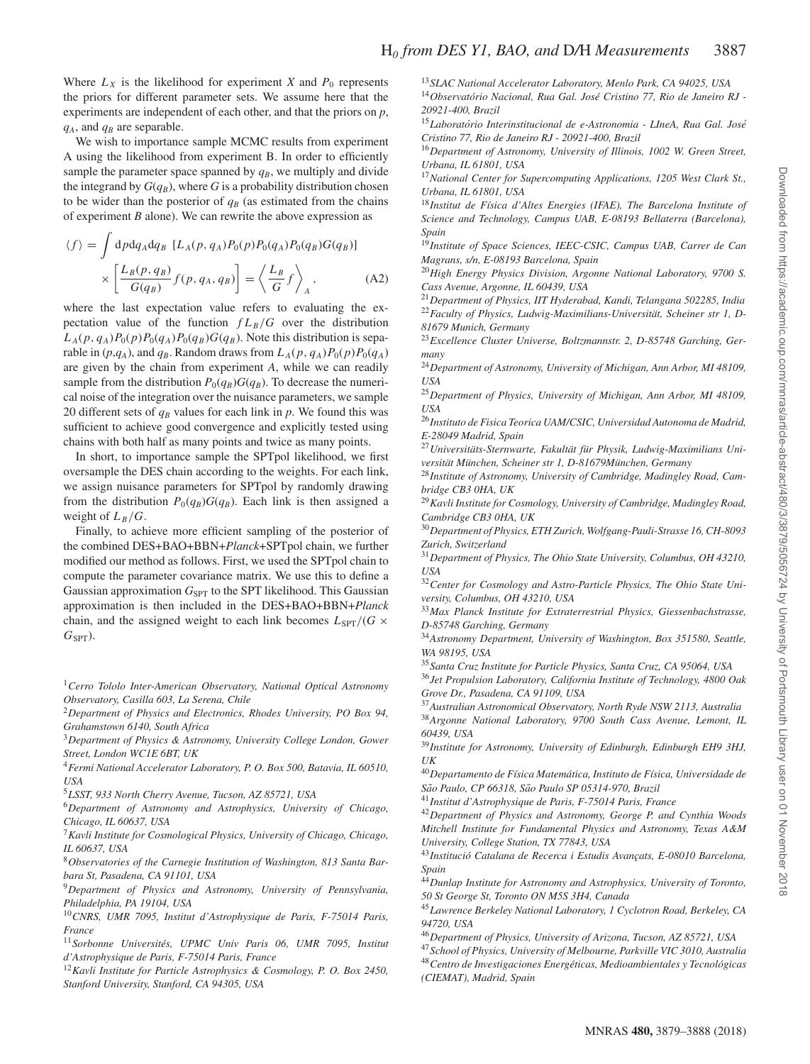Where $L_X$ is the likelihood for experiment $X$ and $P_0$ represents the priors for different parameter sets. We assume here that the experiments are independent of each other, and that the priors on $p$, $q_A$, and $q_B$ are separable.

We wish to importance sample MCMC results from experiment A using the likelihood from experiment B. In order to efficiently sample the parameter space spanned by $q_B$, we multiply and divide the integrand by $G(q_B)$, where $G$ is a probability distribution chosen to be wider than the posterior of $q_B$ (as estimated from the chains of experiment $B$ alone). We can rewrite the above expression as

$$\langle f \rangle = \int \mathrm{d}p\mathrm{d}q_A\mathrm{d}q_B \; [L_A(p, q_A)P_0(p)P_0(q_A)P_0(q_B)G(q_B)] \times \left[\frac{L_B(p, q_B)}{G(q_B)} f(p, q_A, q_B)\right] = \left\langle \frac{L_B}{G} f \right\rangle_A , \tag{A2}$$

where the last expectation value refers to evaluating the expectation value of the function $fL_B/G$ over the distribution $L_A(p, q_A)P_0(p)P_0(q_A)P_0(q_B)G(q_B)$. Note this distribution is separable in $(p,q_A)$, and $q_B$. Random draws from $L_A(p, q_A)P_0(p)P_0(q_A)$ are given by the chain from experiment $A$, while we can readily sample from the distribution $P_0(q_B)G(q_B)$. To decrease the numerical noise of the integration over the nuisance parameters, we sample 20 different sets of $q_B$ values for each link in $p$. We found this was sufficient to achieve good convergence and explicitly tested using chains with both half as many points and twice as many points.

In short, to importance sample the SPTpol likelihood, we first oversample the DES chain according to the weights. For each link, we assign nuisance parameters for SPTpol by randomly drawing from the distribution $P_0(q_B)G(q_B)$. Each link is then assigned a weight of $L_B/G$.

Finally, to achieve more efficient sampling of the posterior of the combined DES+BAO+BBN+*Planck*+SPTpol chain, we further modified our method as follows. First, we used the SPTpol chain to compute the parameter covariance matrix. We use this to define a Gaussian approximation $G_{\mathrm{SPT}}$ to the SPT likelihood. This Gaussian approximation is then included in the DES+BAO+BBN+*Planck* chain, and the assigned weight to each link becomes $L_{\mathrm{SPT}}/(G \times G_{\mathrm{SPT}})$.

[1] *Cerro Tololo Inter-American Observatory, National Optical Astronomy Observatory, Casilla 603, La Serena, Chile*
[2] *Department of Physics and Electronics, Rhodes University, PO Box 94, Grahamstown 6140, South Africa*
[3] *Department of Physics & Astronomy, University College London, Gower Street, London WC1E 6BT, UK*
[4] *Fermi National Accelerator Laboratory, P. O. Box 500, Batavia, IL 60510, USA*
[5] *LSST, 933 North Cherry Avenue, Tucson, AZ 85721, USA*
[6] *Department of Astronomy and Astrophysics, University of Chicago, Chicago, IL 60637, USA*
[7] *Kavli Institute for Cosmological Physics, University of Chicago, Chicago, IL 60637, USA*
[8] *Observatories of the Carnegie Institution of Washington, 813 Santa Barbara St, Pasadena, CA 91101, USA*
[9] *Department of Physics and Astronomy, University of Pennsylvania, Philadelphia, PA 19104, USA*
[10] *CNRS, UMR 7095, Institut d'Astrophysique de Paris, F-75014 Paris, France*
[11] *Sorbonne Universités, UPMC Univ Paris 06, UMR 7095, Institut d'Astrophysique de Paris, F-75014 Paris, France*
[12] *Kavli Institute for Particle Astrophysics & Cosmology, P. O. Box 2450, Stanford University, Stanford, CA 94305, USA*
[13] *SLAC National Accelerator Laboratory, Menlo Park, CA 94025, USA*
[14] *Observatório Nacional, Rua Gal. José Cristino 77, Rio de Janeiro RJ - 20921-400, Brazil*
[15] *Laboratório Interinstitucional de e-Astronomia - LIneA, Rua Gal. José Cristino 77, Rio de Janeiro RJ - 20921-400, Brazil*
[16] *Department of Astronomy, University of Illinois, 1002 W. Green Street, Urbana, IL 61801, USA*
[17] *National Center for Supercomputing Applications, 1205 West Clark St., Urbana, IL 61801, USA*
[18] *Institut de Física d'Altes Energies (IFAE), The Barcelona Institute of Science and Technology, Campus UAB, E-08193 Bellaterra (Barcelona), Spain*
[19] *Institute of Space Sciences, IEEC-CSIC, Campus UAB, Carrer de Can Magrans, s/n, E-08193 Barcelona, Spain*
[20] *High Energy Physics Division, Argonne National Laboratory, 9700 S. Cass Avenue, Argonne, IL 60439, USA*
[21] *Department of Physics, IIT Hyderabad, Kandi, Telangana 502285, India*
[22] *Faculty of Physics, Ludwig-Maximilians-Universität, Scheiner str 1, D-81679 Munich, Germany*
[23] *Excellence Cluster Universe, Boltzmannstr. 2, D-85748 Garching, Germany*
[24] *Department of Astronomy, University of Michigan, Ann Arbor, MI 48109, USA*
[25] *Department of Physics, University of Michigan, Ann Arbor, MI 48109, USA*
[26] *Instituto de Fisica Teorica UAM/CSIC, Universidad Autonoma de Madrid, E-28049 Madrid, Spain*
[27] *Universitäts-Sternwarte, Fakultät für Physik, Ludwig-Maximilians Universität München, Scheiner str 1, D-81679München, Germany*
[28] *Institute of Astronomy, University of Cambridge, Madingley Road, Cambridge CB3 0HA, UK*
[29] *Kavli Institute for Cosmology, University of Cambridge, Madingley Road, Cambridge CB3 0HA, UK*
[30] *Department of Physics, ETH Zurich, Wolfgang-Pauli-Strasse 16, CH-8093 Zurich, Switzerland*
[31] *Department of Physics, The Ohio State University, Columbus, OH 43210, USA*
[32] *Center for Cosmology and Astro-Particle Physics, The Ohio State University, Columbus, OH 43210, USA*
[33] *Max Planck Institute for Extraterrestrial Physics, Giessenbachstrasse, D-85748 Garching, Germany*
[34] *Astronomy Department, University of Washington, Box 351580, Seattle, WA 98195, USA*
[35] *Santa Cruz Institute for Particle Physics, Santa Cruz, CA 95064, USA*
[36] *Jet Propulsion Laboratory, California Institute of Technology, 4800 Oak Grove Dr., Pasadena, CA 91109, USA*
[37] *Australian Astronomical Observatory, North Ryde NSW 2113, Australia*
[38] *Argonne National Laboratory, 9700 South Cass Avenue, Lemont, IL 60439, USA*
[39] *Institute for Astronomy, University of Edinburgh, Edinburgh EH9 3HJ, UK*
[40] *Departamento de Física Matemática, Instituto de Física, Universidade de São Paulo, CP 66318, São Paulo SP 05314-970, Brazil*
[41] *Institut d'Astrophysique de Paris, F-75014 Paris, France*
[42] *Department of Physics and Astronomy, George P. and Cynthia Woods Mitchell Institute for Fundamental Physics and Astronomy, Texas A&M University, College Station, TX 77843, USA*
[43] *Institució Catalana de Recerca i Estudis Avançats, E-08010 Barcelona, Spain*
[44] *Dunlap Institute for Astronomy and Astrophysics, University of Toronto, 50 St George St, Toronto ON M5S 3H4, Canada*
[45] *Lawrence Berkeley National Laboratory, 1 Cyclotron Road, Berkeley, CA 94720, USA*
[46] *Department of Physics, University of Arizona, Tucson, AZ 85721, USA*
[47] *School of Physics, University of Melbourne, Parkville VIC 3010, Australia*
[48] *Centro de Investigaciones Energéticas, Medioambientales y Tecnológicas (CIEMAT), Madrid, Spain*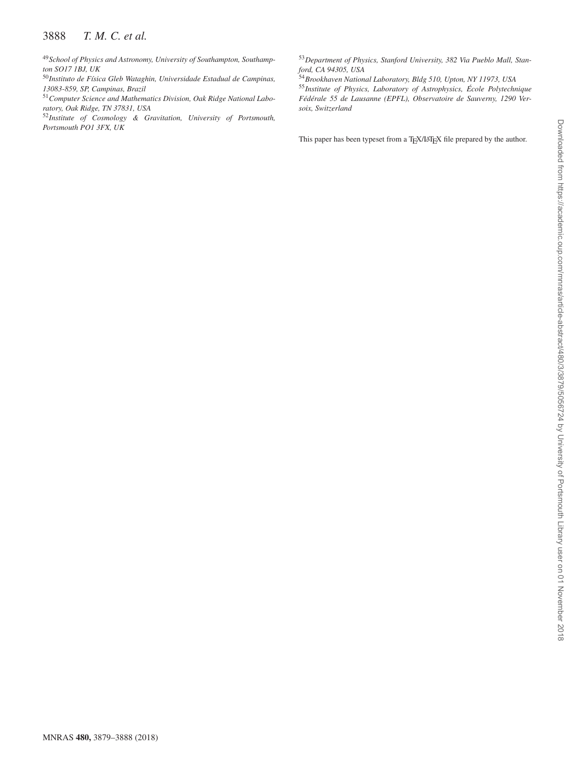[49]*School of Physics and Astronomy, University of Southampton, Southampton SO17 1BJ, UK*

[50]*Instituto de Física Gleb Wataghin, Universidade Estadual de Campinas, 13083-859, SP, Campinas, Brazil*

[51]*Computer Science and Mathematics Division, Oak Ridge National Laboratory, Oak Ridge, TN 37831, USA*

[52]*Institute of Cosmology & Gravitation, University of Portsmouth, Portsmouth PO1 3FX, UK*

[53]*Department of Physics, Stanford University, 382 Via Pueblo Mall, Stanford, CA 94305, USA*

[54]*Brookhaven National Laboratory, Bldg 510, Upton, NY 11973, USA*

[55]*Institute of Physics, Laboratory of Astrophysics, École Polytechnique Fédérale 55 de Lausanne (EPFL), Observatoire de Sauverny, 1290 Versoix, Switzerland*

This paper has been typeset from a TEX/LATEX file prepared by the author.